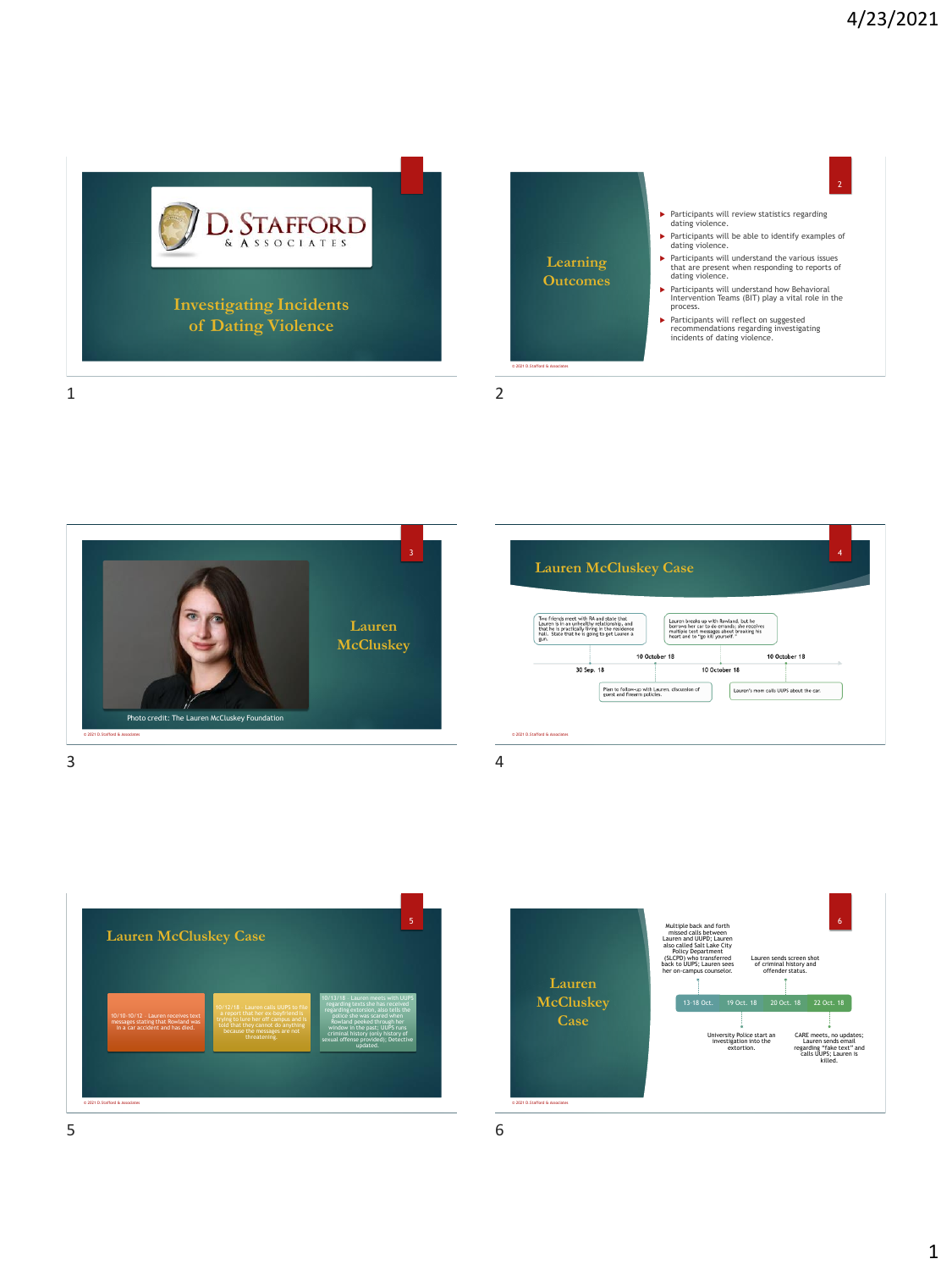# Investigating Incidents of Dating Violence

D. Stafford & Associates

## Learning Outcomes

- Participants will review statistics regarding dating violence.
- Participants will be able to identify examples of dating violence.
- Participants will understand the various issues that are present when responding to reports of dating violence.
- Participants will understand how Behavioral Intervention Teams (BIT) play a vital role in the process.
- Participants will reflect on suggested recommendations regarding investigating incidents of dating violence.

## Lauren McCluskey

Photo credit: The Lauren McCluskey Foundation

## Lauren McCluskey Case

- 30 Sep. 18 – Two friends meet with RA and state that Lauren is in an unhealthy relationship, and that he is practically living in the residence hall. State that he is going to get Lauren a gun.
- 10 October 18 – Plan to follow-up with Lauren, discussion of guest and firearm policies.
- 10 October 18 – Lauren breaks up with Rowland, but he borrows her car to do errands; she receives multiple text messages about breaking his heart and to "go kill yourself."
- 10 October 18 – Lauren's mom calls UUPS about the car.

## Lauren McCluskey Case

- 10/10-10/12 – Lauren receives text messages stating that Rowland was in a car accident and has died.
- 10/12/18 – Lauren calls UUPS to file a report that her ex-boyfriend is trying to lure her off campus and is told that they cannot do anything because the messages are not threatening.
- 10/13/18 – Lauren meets with UUPS regarding texts she has received regarding extorsion, also tells the police she was scared when Rowland peeked through her window in the past; UUPS runs criminal history (only history of sexual offense provided); Detective updated.

## Lauren McCluskey Case

- 13-18 Oct. – Multiple back and forth missed calls between Lauren and UUPD; Lauren also called Salt Lake City Policy Department (SLCPD) who transferred back to UUPS; Lauren sees her on-campus counselor.
- 19 Oct. 18 – University Police start an investigation into the extortion.
- 20 Oct. 18 – Lauren sends screen shot of criminal history and offender status.
- 22 Oct. 18 – CARE meets, no updates; Lauren sends email regarding "fake text" and calls UUPS; Lauren is killed.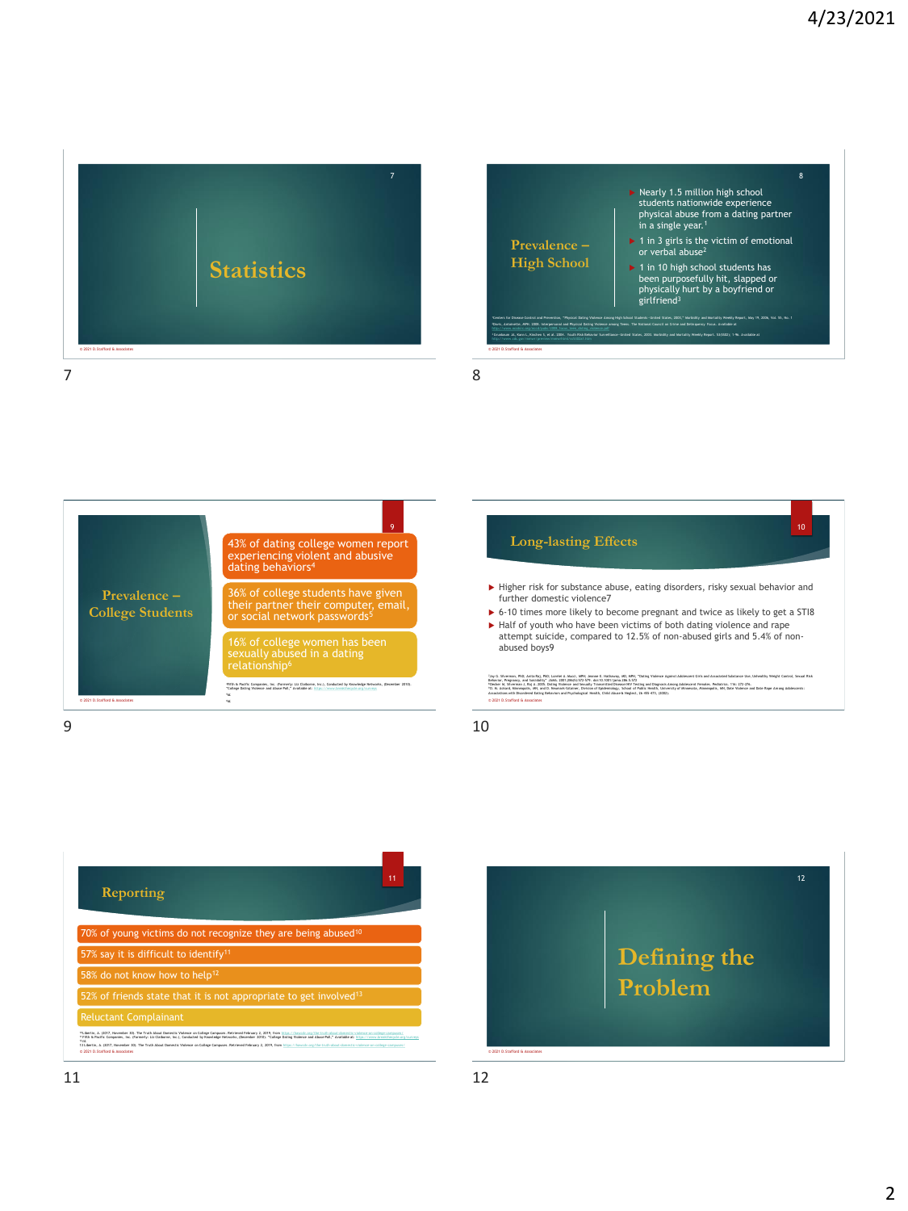# Statistics

## Prevalence – High School

- Nearly 1.5 million high school students nationwide experience physical abuse from a dating partner in a single year.[1]
- 1 in 3 girls is the victim of emotional or verbal abuse[2]
- 1 in 10 high school students has been purposefully hit, slapped or physically hurt by a boyfriend or girlfriend[3]

## Prevalence – College Students

- 43% of dating college women report experiencing violent and abusive dating behaviors[4]
- 36% of college students have given their partner their computer, email, or social network passwords[5]
- 16% of college women has been sexually abused in a dating relationship[6]

## Long-lasting Effects

- Higher risk for substance abuse, eating disorders, risky sexual behavior and further domestic violence7
- 6-10 times more likely to become pregnant and twice as likely to get a STI8
- Half of youth who have been victims of both dating violence and rape attempt suicide, compared to 12.5% of non-abused girls and 5.4% of non-abused boys9

## Reporting

- 70% of young victims do not recognize they are being abused[10]
- 57% say it is difficult to identify[11]
- 58% do not know how to help[12]
- 52% of friends state that it is not appropriate to get involved[13]
- Reluctant Complainant

# Defining the Problem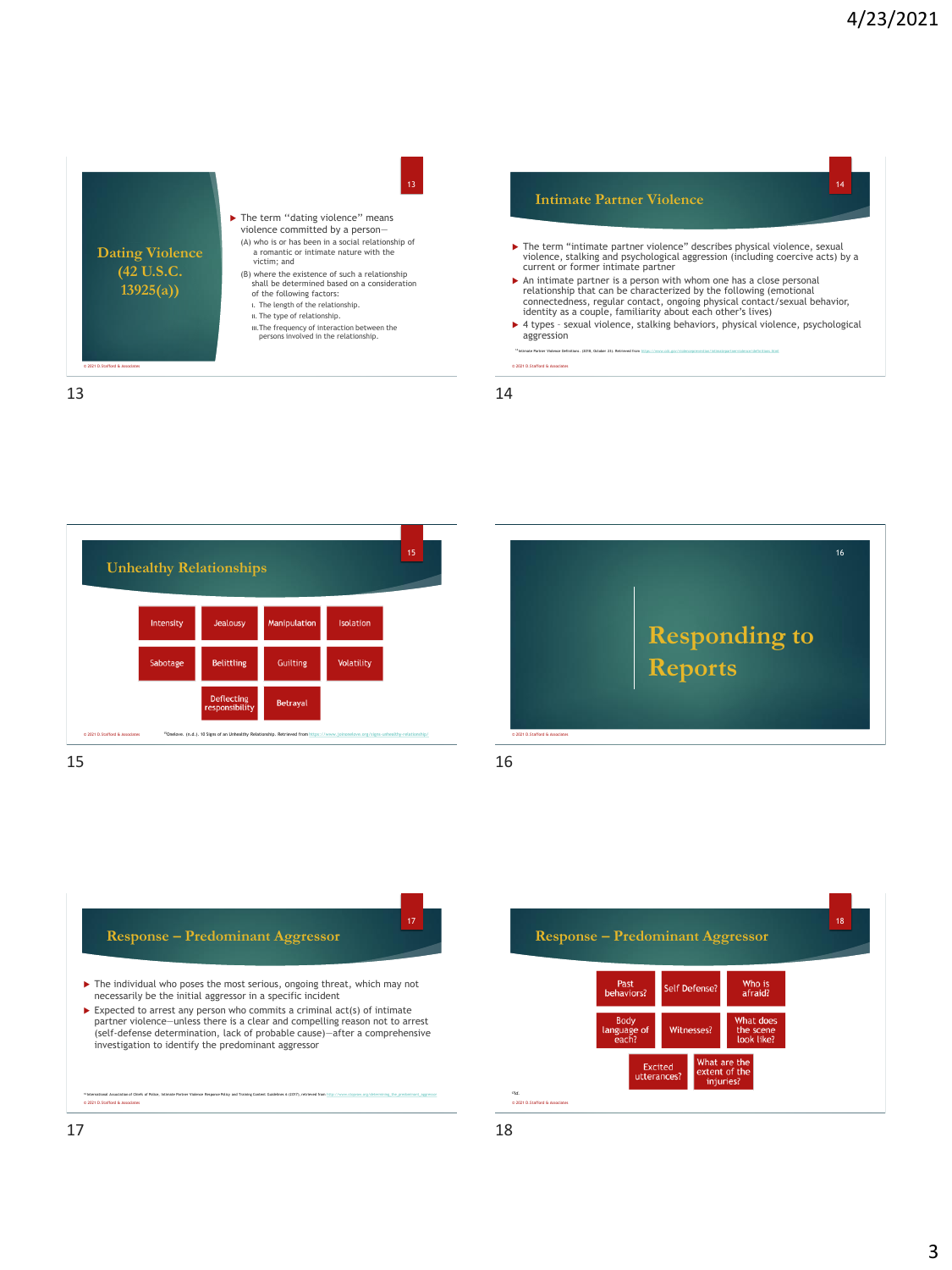## Dating Violence (42 U.S.C. 13925(a))

- The term "dating violence" means violence committed by a person—
  - (A) who is or has been in a social relationship of a romantic or intimate nature with the victim; and
  - (B) where the existence of such a relationship shall be determined based on a consideration of the following factors:
    - i. The length of the relationship.
    - ii. The type of relationship.
    - iii. The frequency of interaction between the persons involved in the relationship.

© 2021 D. Stafford & Associates

## Intimate Partner Violence

- The term "intimate partner violence" describes physical violence, sexual violence, stalking and psychological aggression (including coercive acts) by a current or former intimate partner
- An intimate partner is a person with whom one has a close personal relationship that can be characterized by the following (emotional connectedness, regular contact, ongoing physical contact/sexual behavior, identity as a couple, familiarity about each other's lives)
- 4 types – sexual violence, stalking behaviors, physical violence, psychological aggression

Intimate Partner Violence Definitions. (2018, October 31). Retrieved from https://www.cdc.gov/violenceprevention/intimatepartnerviolence/definitions.html

© 2021 D. Stafford & Associates

## Unhealthy Relationships

| | | | |
|---|---|---|---|
| Intensity | Jealousy | Manipulation | Isolation |
| Sabotage | Belittling | Guilting | Volatility |
| | Deflecting responsibility | Betrayal | |

© 2021 D. Stafford & Associates

Onelove. (n.d.). 10 Signs of an Unhealthy Relationship. Retrieved from https://www.joinonelove.org/signs-unhealthy-relationship/

## Responding to Reports

© 2021 D. Stafford & Associates

## Response – Predominant Aggressor

- The individual who poses the most serious, ongoing threat, which may not necessarily be the initial aggressor in a specific incident
- Expected to arrest any person who commits a criminal act(s) of intimate partner violence—unless there is a clear and compelling reason not to arrest (self-defense determination, lack of probable cause)—after a comprehensive investigation to identify the predominant aggressor

International Association of Chiefs of Police. Intimate Partner Violence Response Policy and Training Content Guidelines 6 (2017), retrieved from http://www.theiacp.org/determining_the_predominant_aggressor

© 2021 D. Stafford & Associates

## Response – Predominant Aggressor

| | | |
|---|---|---|
| Past behaviors? | Self Defense? | Who is afraid? |
| Body language of each? | Witnesses? | What does the scene look like? |
| Excited utterances? | What are the extent of the injuries? | |

Ibid.

© 2021 D. Stafford & Associates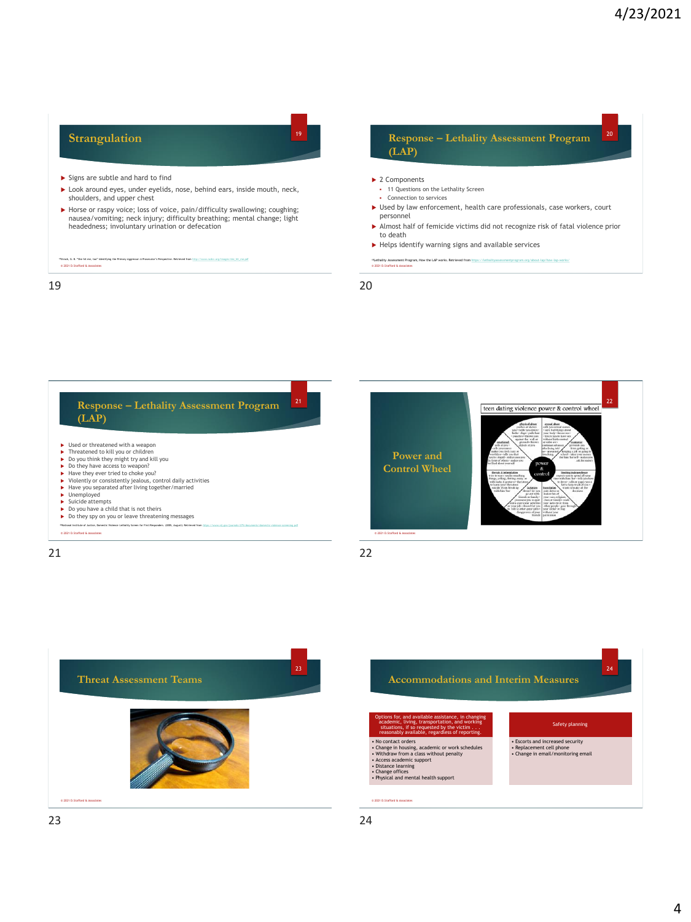## Strangulation

- Signs are subtle and hard to find
- Look around eyes, under eyelids, nose, behind ears, inside mouth, neck, shoulders, and upper chest
- Horse or raspy voice; loss of voice, pain/difficulty swallowing; coughing; nausea/vomiting; neck injury; difficulty breathing; mental change; light headedness; involuntary urination or defecation

© 2021 D. Stafford & associates

## Response – Lethality Assessment Program (LAP)

- 2 Components
  - 11 Questions on the Lethality Screen
  - Connection to services
- Used by law enforcement, health care professionals, case workers, court personnel
- Almost half of femicide victims did not recognize risk of fatal violence prior to death
- Helps identify warning signs and available services

*Lethality Assessment Program, How the LAP works. Retrieved from https://lethalityassessmentprogram.org/about-lap/how-lap-works/

© 2021 D. Stafford & associates

## Response – Lethality Assessment Program (LAP)

- Used or threatened with a weapon
- Threatened to kill you or children
- Do you think they might try and kill you
- Do they have access to weapon?
- Have they ever tried to choke you?
- Violently or consistently jealous, control daily activities
- Have you separated after living together/married
- Unemployed
- Suicide attempts
- Do you have a child that is not theirs
- Do they spy on you or leave threatening messages

*National Institute of Justice, Domestic Violence Lethality Screen for First Responders. (2005, August). Retrieved from

© 2021 D. Stafford & associates

## Power and Control Wheel

teen dating violence power & control wheel

© 2021 D. Stafford & associates

## Threat Assessment Teams

© 2021 D. Stafford & associates

## Accommodations and Interim Measures

**Options for, and available assistance, in changing academic, living, transportation, and working situations, if so requested by the victim . . . reasonably available, regardless of reporting.**

- No contact orders
- Change in housing, academic or work schedules
- Withdraw from a class without penalty
- Access academic support
- Distance learning
- Change offices
- Physical and mental health support

**Safety planning**

- Escorts and increased security
- Replacement cell phone
- Change in email/monitoring email

© 2021 D. Stafford & associates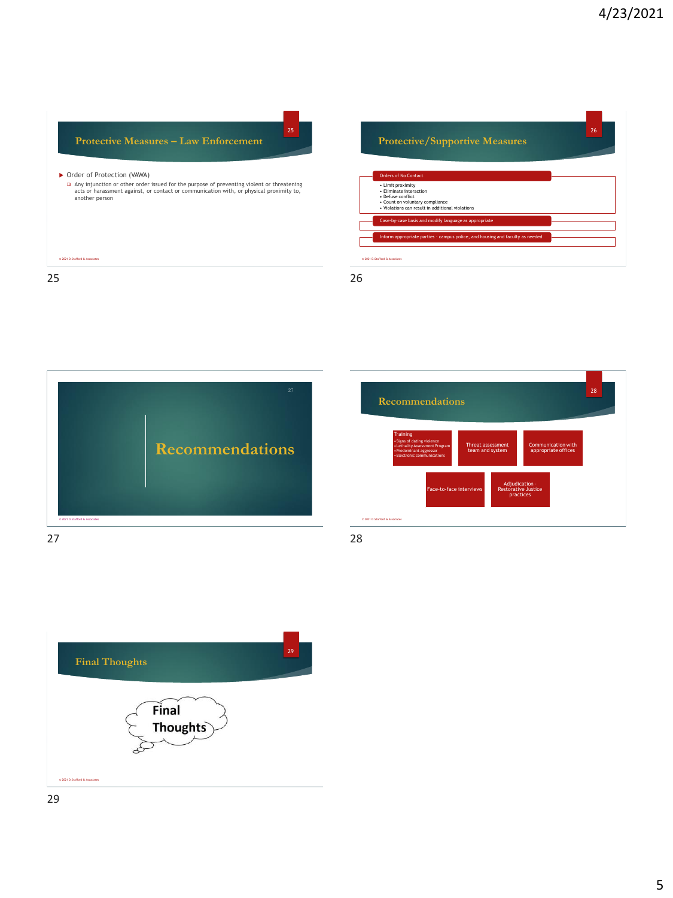## Protective Measures – Law Enforcement

- Order of Protection (VAWA)
  - Any injunction or other order issued for the purpose of preventing violent or threatening acts or harassment against, or contact or communication with, or physical proximity to, another person

© 2021 D. Stafford & Associates

## Protective/Supportive Measures

**Orders of No Contact**

- Limit proximity
- Eliminate interaction
- Defuse conflict
- Count on voluntary compliance
- Violations can result in additional violations

**Case-by-case basis and modify language as appropriate**

**Inform appropriate parties – campus police, and housing and faculty as needed**

© 2021 D. Stafford & Associates

# Recommendations

© 2021 D. Stafford & Associates

## Recommendations

- Training
  - Signs of dating violence
  - Lethality Assessment Program
  - Predominant aggressor
  - Electronic communications
- Threat assessment team and system
- Communication with appropriate offices
- Face-to-face interviews
- Adjudication - Restorative Justice practices

© 2021 D. Stafford & Associates

## Final Thoughts

Final Thoughts

© 2021 D. Stafford & Associates